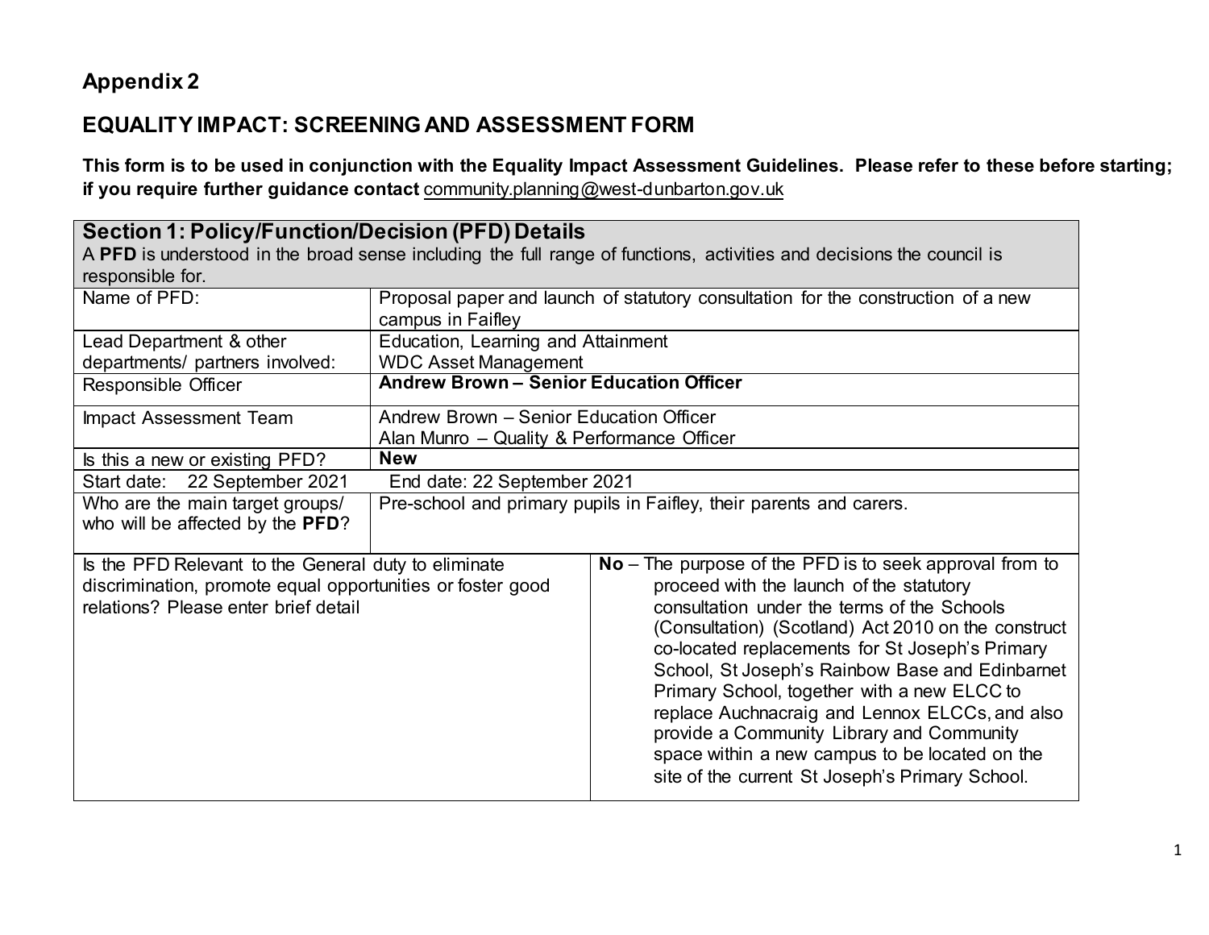## Appendix 2

## EQUALITY IMPACT: SCREENING AND ASSESSMENT FORM

**This form is to be used in conjunction with the Equality Impact Assessment Guidelines. Please refer to these before starting; if you require further guidance contact** community.planning@west-dunbarton.gov.uk

| **Section 1: Policy/Function/Decision (PFD) Details**<br>A **PFD** is understood in the broad sense including the full range of functions, activities and decisions the council is responsible for. | |
|---|---|
| Name of PFD: | Proposal paper and launch of statutory consultation for the construction of a new campus in Faifley |
| Lead Department & other departments/ partners involved: | Education, Learning and Attainment<br>WDC Asset Management |
| Responsible Officer | **Andrew Brown – Senior Education Officer** |
| Impact Assessment Team | Andrew Brown – Senior Education Officer<br>Alan Munro – Quality & Performance Officer |
| Is this a new or existing PFD? | **New** |
| Start date: 22 September 2021 | End date: 22 September 2021 |
| Who are the main target groups/ who will be affected by the **PFD**? | Pre-school and primary pupils in Faifley, their parents and carers. |
| Is the PFD Relevant to the General duty to eliminate discrimination, promote equal opportunities or foster good relations? Please enter brief detail | **No** – The purpose of the PFD is to seek approval from to proceed with the launch of the statutory consultation under the terms of the Schools (Consultation) (Scotland) Act 2010 on the construct co-located replacements for St Joseph's Primary School, St Joseph's Rainbow Base and Edinbarnet Primary School, together with a new ELCC to replace Auchnacraig and Lennox ELCCs, and also provide a Community Library and Community space within a new campus to be located on the site of the current St Joseph's Primary School. |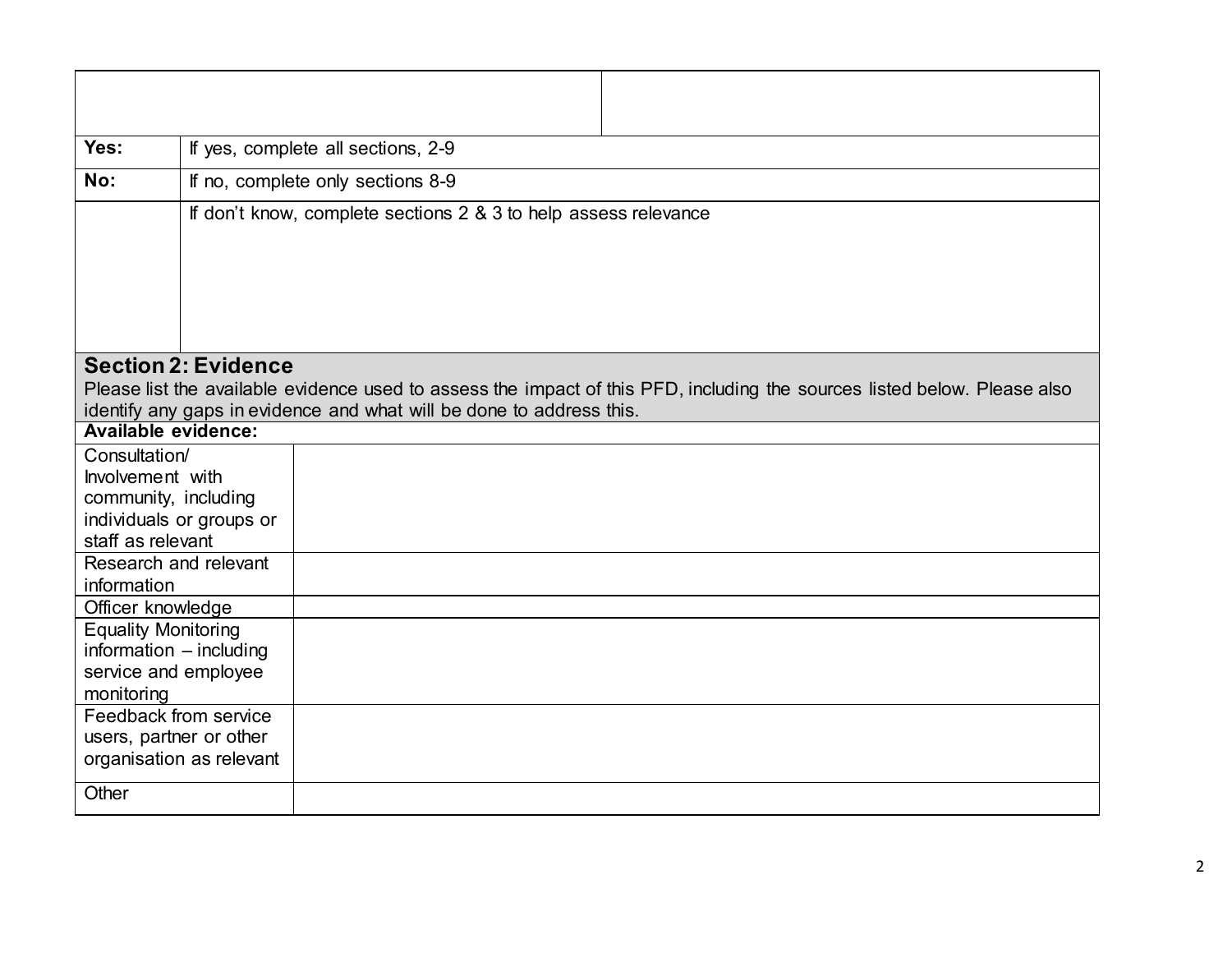| | |
|---|---|
| | |

| | |
|---|---|
| **Yes:** | If yes, complete all sections, 2-9 |
| **No:** | If no, complete only sections 8-9 |
| | If don't know, complete sections 2 & 3 to help assess relevance |

## Section 2: Evidence

Please list the available evidence used to assess the impact of this PFD, including the sources listed below. Please also identify any gaps in evidence and what will be done to address this.

**Available evidence:**

| | |
|---|---|
| Consultation/ Involvement with community, including individuals or groups or staff as relevant | |
| Research and relevant information | |
| Officer knowledge | |
| Equality Monitoring information – including service and employee monitoring | |
| Feedback from service users, partner or other organisation as relevant | |
| Other | |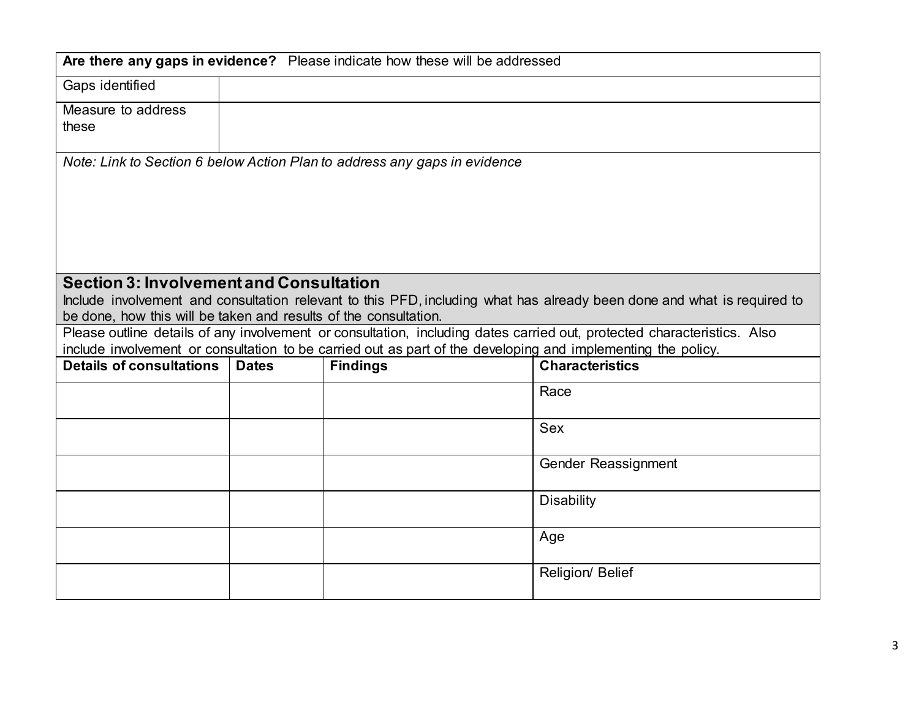| **Are there any gaps in evidence?** Please indicate how these will be addressed | |
|---|---|
| Gaps identified | |
| Measure to address these | |

*Note: Link to Section 6 below Action Plan to address any gaps in evidence*

## Section 3: Involvement and Consultation

Include involvement and consultation relevant to this PFD, including what has already been done and what is required to be done, how this will be taken and results of the consultation.

Please outline details of any involvement or consultation, including dates carried out, protected characteristics. Also include involvement or consultation to be carried out as part of the developing and implementing the policy.

| Details of consultations | Dates | Findings | Characteristics |
|---|---|---|---|
| | | | Race |
| | | | Sex |
| | | | Gender Reassignment |
| | | | Disability |
| | | | Age |
| | | | Religion/ Belief |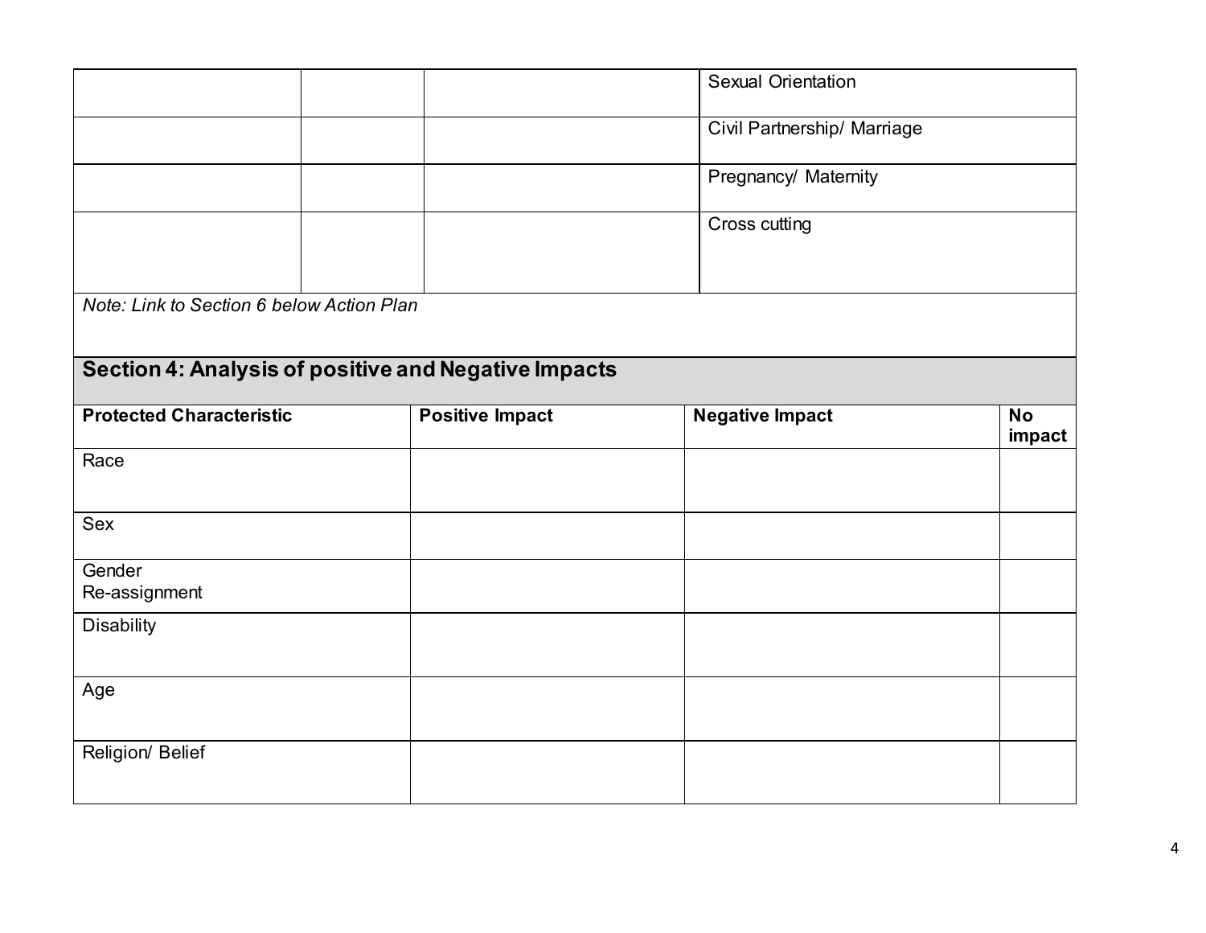| | | | |
|---|---|---|---|
| | | | Sexual Orientation |
| | | | Civil Partnership/ Marriage |
| | | | Pregnancy/ Maternity |
| | | | Cross cutting |

*Note: Link to Section 6 below Action Plan*

## Section 4: Analysis of positive and Negative Impacts

| Protected Characteristic | Positive Impact | Negative Impact | No impact |
|---|---|---|---|
| Race | | | |
| Sex | | | |
| Gender Re-assignment | | | |
| Disability | | | |
| Age | | | |
| Religion/ Belief | | | |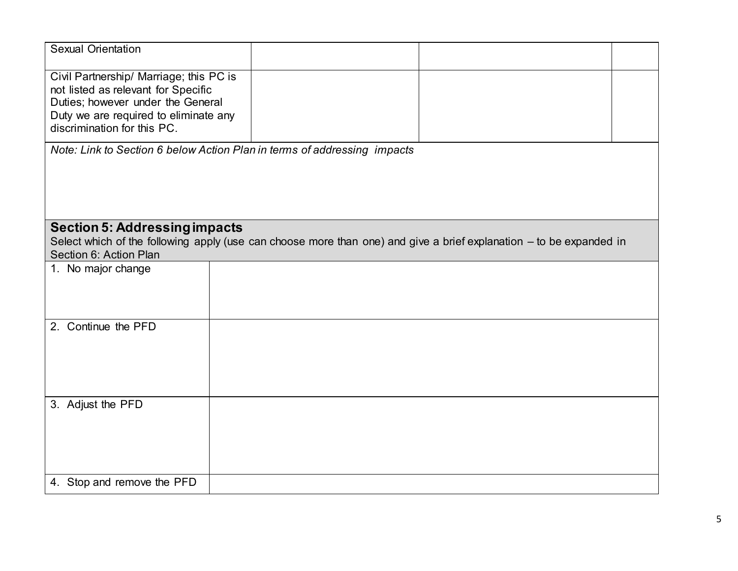| | | | |
|---|---|---|---|
| Sexual Orientation | | | |
| Civil Partnership/ Marriage; this PC is not listed as relevant for Specific Duties; however under the General Duty we are required to eliminate any discrimination for this PC. | | | |

*Note: Link to Section 6 below Action Plan in terms of addressing impacts*

## Section 5: Addressing impacts

Select which of the following apply (use can choose more than one) and give a brief explanation – to be expanded in Section 6: Action Plan

| | |
|---|---|
| 1. No major change | |
| 2. Continue the PFD | |
| 3. Adjust the PFD | |
| 4. Stop and remove the PFD | |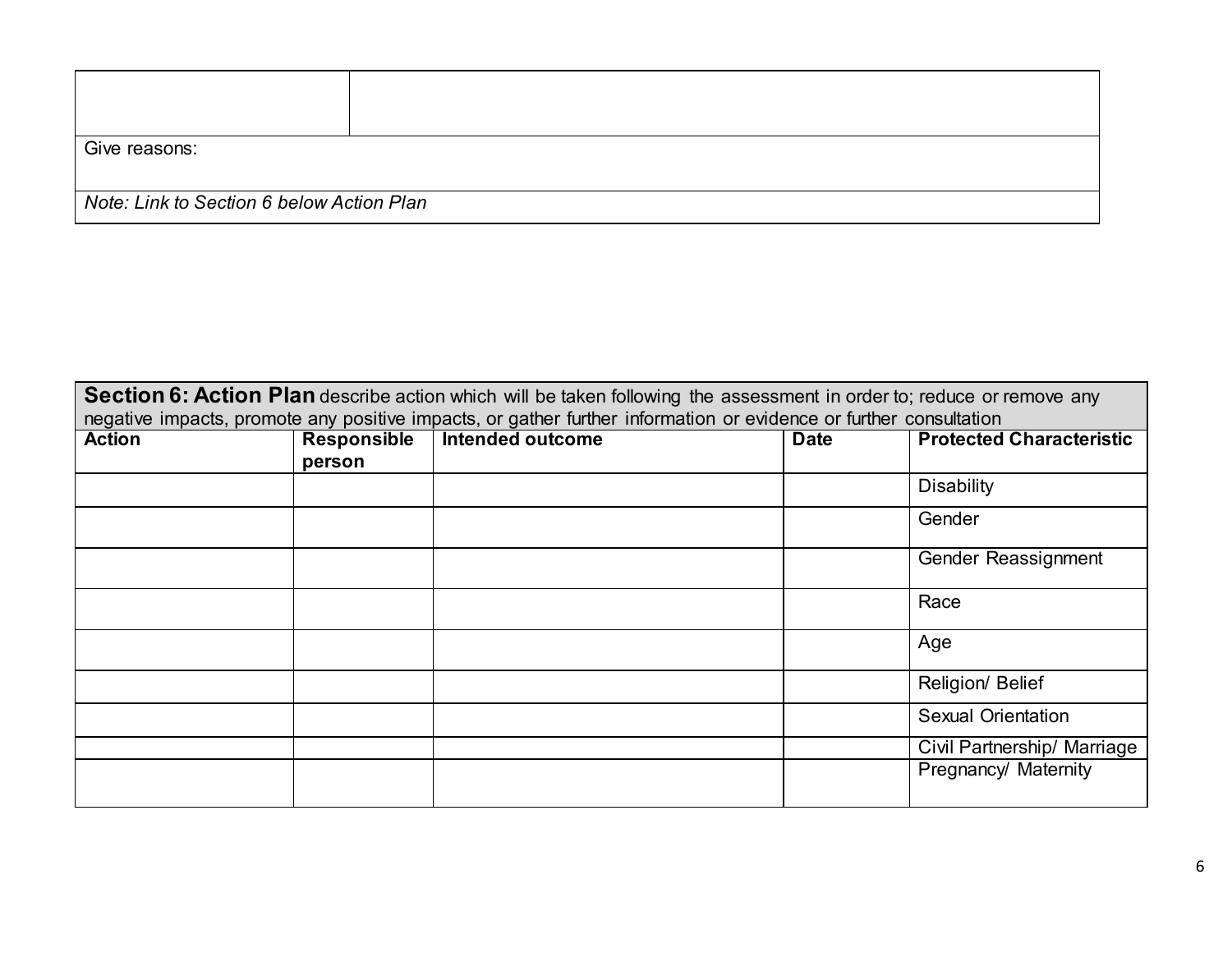| | |
|---|---|
| | |
| Give reasons: | |
| *Note: Link to Section 6 below Action Plan* | |

| **Section 6: Action Plan** describe action which will be taken following the assessment in order to; reduce or remove any negative impacts, promote any positive impacts, or gather further information or evidence or further consultation | | | | |
|---|---|---|---|---|
| **Action** | **Responsible person** | **Intended outcome** | **Date** | **Protected Characteristic** |
| | | | | Disability |
| | | | | Gender |
| | | | | Gender Reassignment |
| | | | | Race |
| | | | | Age |
| | | | | Religion/ Belief |
| | | | | Sexual Orientation |
| | | | | Civil Partnership/ Marriage |
| | | | | Pregnancy/ Maternity |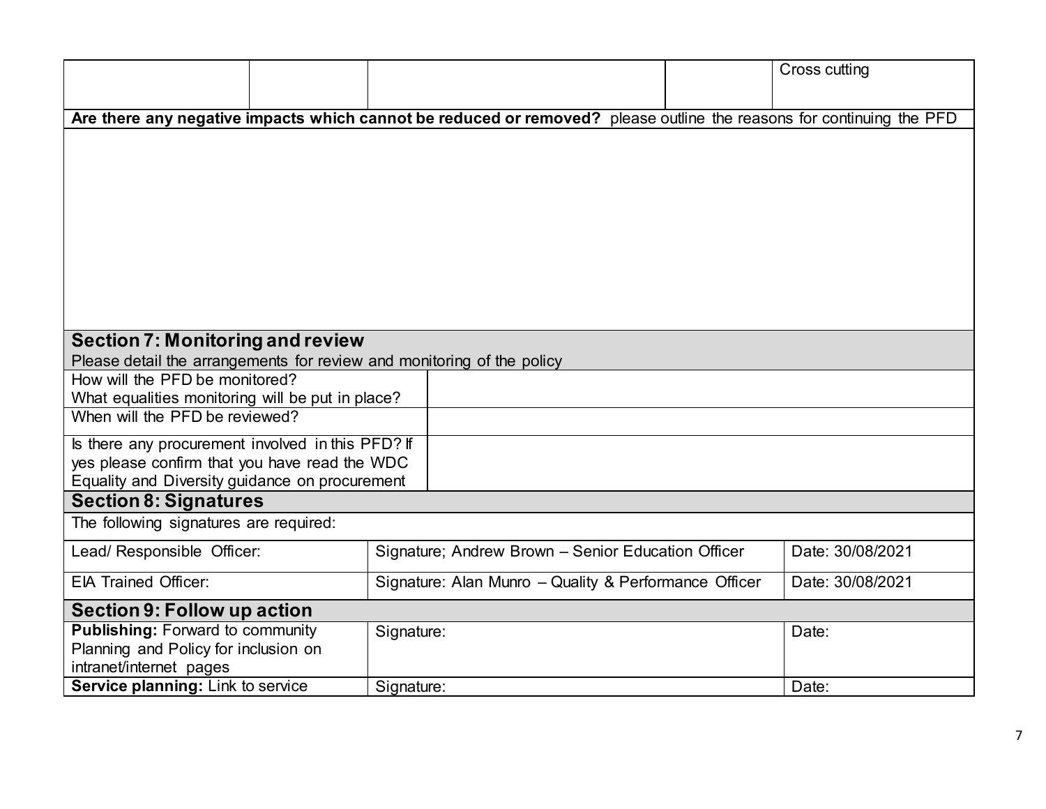| | | | | Cross cutting |
|---|---|---|---|---|

**Are there any negative impacts which cannot be reduced or removed?** please outline the reasons for continuing the PFD

| |
|---|
| |

## Section 7: Monitoring and review

Please detail the arrangements for review and monitoring of the policy

| | |
|---|---|
| How will the PFD be monitored? What equalities monitoring will be put in place? | |
| When will the PFD be reviewed? | |
| Is there any procurement involved in this PFD? If yes please confirm that you have read the WDC Equality and Diversity guidance on procurement | |

## Section 8: Signatures

The following signatures are required:

| | | |
|---|---|---|
| Lead/ Responsible Officer: | Signature; Andrew Brown – Senior Education Officer | Date: 30/08/2021 |
| EIA Trained Officer: | Signature: Alan Munro – Quality & Performance Officer | Date: 30/08/2021 |

## Section 9: Follow up action

| | | |
|---|---|---|
| **Publishing:** Forward to community Planning and Policy for inclusion on intranet/internet pages | Signature: | Date: |
| **Service planning:** Link to service | Signature: | Date: |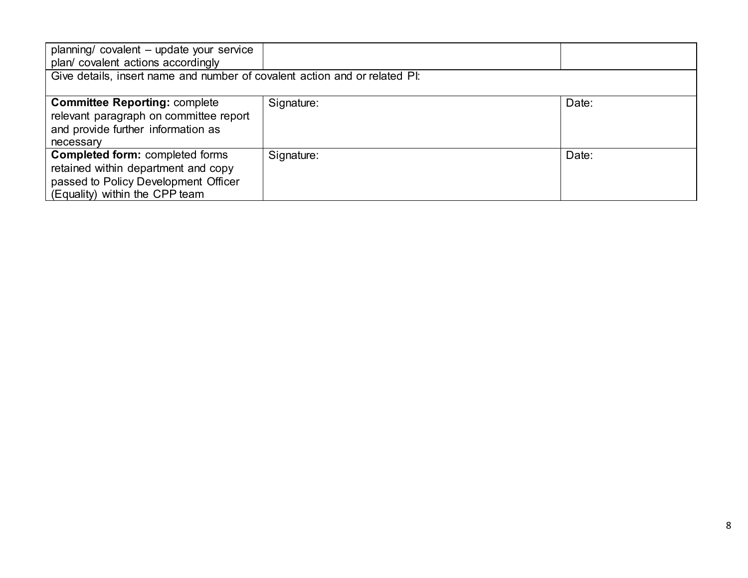| | | |
|---|---|---|
| planning/ covalent – update your service plan/ covalent actions accordingly | | |
| Give details, insert name and number of covalent action and or related PI: | | |
| **Committee Reporting:** complete relevant paragraph on committee report and provide further information as necessary | Signature: | Date: |
| **Completed form:** completed forms retained within department and copy passed to Policy Development Officer (Equality) within the CPP team | Signature: | Date: |